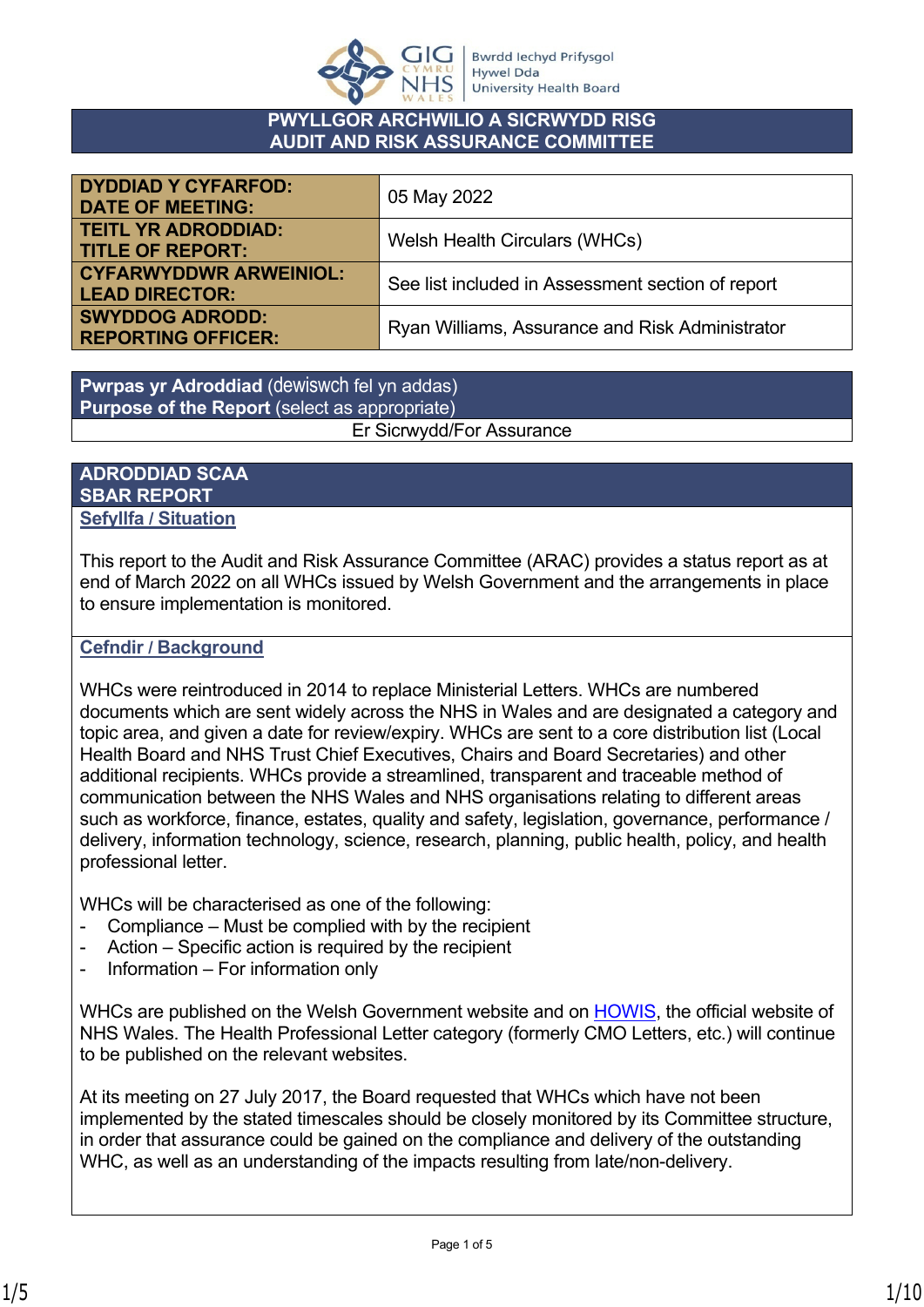**PWYLLGOR ARCHWILIO A SICRWYDD RISG**
**AUDIT AND RISK ASSURANCE COMMITTEE**

| | |
|---|---|
| **DYDDIAD Y CYFARFOD: DATE OF MEETING:** | 05 May 2022 |
| **TEITL YR ADRODDIAD: TITLE OF REPORT:** | Welsh Health Circulars (WHCs) |
| **CYFARWYDDWR ARWEINIOL: LEAD DIRECTOR:** | See list included in Assessment section of report |
| **SWYDDOG ADRODD: REPORTING OFFICER:** | Ryan Williams, Assurance and Risk Administrator |

**Pwrpas yr Adroddiad** (dewiswch fel yn addas)
**Purpose of the Report** (select as appropriate)

Er Sicrwydd/For Assurance

## ADRODDIAD SCAA
## SBAR REPORT

### Sefyllfa / Situation

This report to the Audit and Risk Assurance Committee (ARAC) provides a status report as at end of March 2022 on all WHCs issued by Welsh Government and the arrangements in place to ensure implementation is monitored.

### Cefndir / Background

WHCs were reintroduced in 2014 to replace Ministerial Letters. WHCs are numbered documents which are sent widely across the NHS in Wales and are designated a category and topic area, and given a date for review/expiry. WHCs are sent to a core distribution list (Local Health Board and NHS Trust Chief Executives, Chairs and Board Secretaries) and other additional recipients. WHCs provide a streamlined, transparent and traceable method of communication between the NHS Wales and NHS organisations relating to different areas such as workforce, finance, estates, quality and safety, legislation, governance, performance / delivery, information technology, science, research, planning, public health, policy, and health professional letter.

WHCs will be characterised as one of the following:

- Compliance – Must be complied with by the recipient
- Action – Specific action is required by the recipient
- Information – For information only

WHCs are published on the Welsh Government website and on HOWIS, the official website of NHS Wales. The Health Professional Letter category (formerly CMO Letters, etc.) will continue to be published on the relevant websites.

At its meeting on 27 July 2017, the Board requested that WHCs which have not been implemented by the stated timescales should be closely monitored by its Committee structure, in order that assurance could be gained on the compliance and delivery of the outstanding WHC, as well as an understanding of the impacts resulting from late/non-delivery.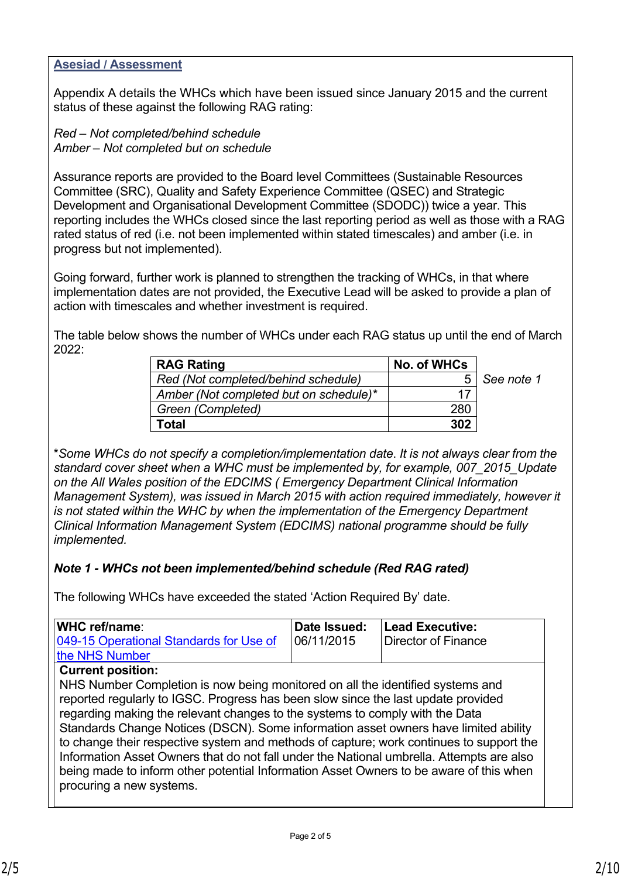## Asesiad / Assessment

Appendix A details the WHCs which have been issued since January 2015 and the current status of these against the following RAG rating:

*Red – Not completed/behind schedule*
*Amber – Not completed but on schedule*

Assurance reports are provided to the Board level Committees (Sustainable Resources Committee (SRC), Quality and Safety Experience Committee (QSEC) and Strategic Development and Organisational Development Committee (SDODC)) twice a year. This reporting includes the WHCs closed since the last reporting period as well as those with a RAG rated status of red (i.e. not been implemented within stated timescales) and amber (i.e. in progress but not implemented).

Going forward, further work is planned to strengthen the tracking of WHCs, in that where implementation dates are not provided, the Executive Lead will be asked to provide a plan of action with timescales and whether investment is required.

The table below shows the number of WHCs under each RAG status up until the end of March 2022:

| RAG Rating | No. of WHCs | |
|---|---|---|
| *Red (Not completed/behind schedule)* | 5 | *See note 1* |
| *Amber (Not completed but on schedule)** | 17 | |
| *Green (Completed)* | 280 | |
| **Total** | **302** | |

**Some WHCs do not specify a completion/implementation date. It is not always clear from the standard cover sheet when a WHC must be implemented by, for example, 007_2015_Update on the All Wales position of the EDCIMS ( Emergency Department Clinical Information Management System), was issued in March 2015 with action required immediately, however it is not stated within the WHC by when the implementation of the Emergency Department Clinical Information Management System (EDCIMS) national programme should be fully implemented.*

***Note 1 - WHCs not been implemented/behind schedule (Red RAG rated)***

The following WHCs have exceeded the stated 'Action Required By' date.

| **WHC ref/name**: 049-15 Operational Standards for Use of the NHS Number | **Date Issued:** 06/11/2015 | **Lead Executive:** Director of Finance |
|---|---|---|
| **Current position:** NHS Number Completion is now being monitored on all the identified systems and reported regularly to IGSC. Progress has been slow since the last update provided regarding making the relevant changes to the systems to comply with the Data Standards Change Notices (DSCN). Some information asset owners have limited ability to change their respective system and methods of capture; work continues to support the Information Asset Owners that do not fall under the National umbrella. Attempts are also being made to inform other potential Information Asset Owners to be aware of this when procuring a new systems. | | |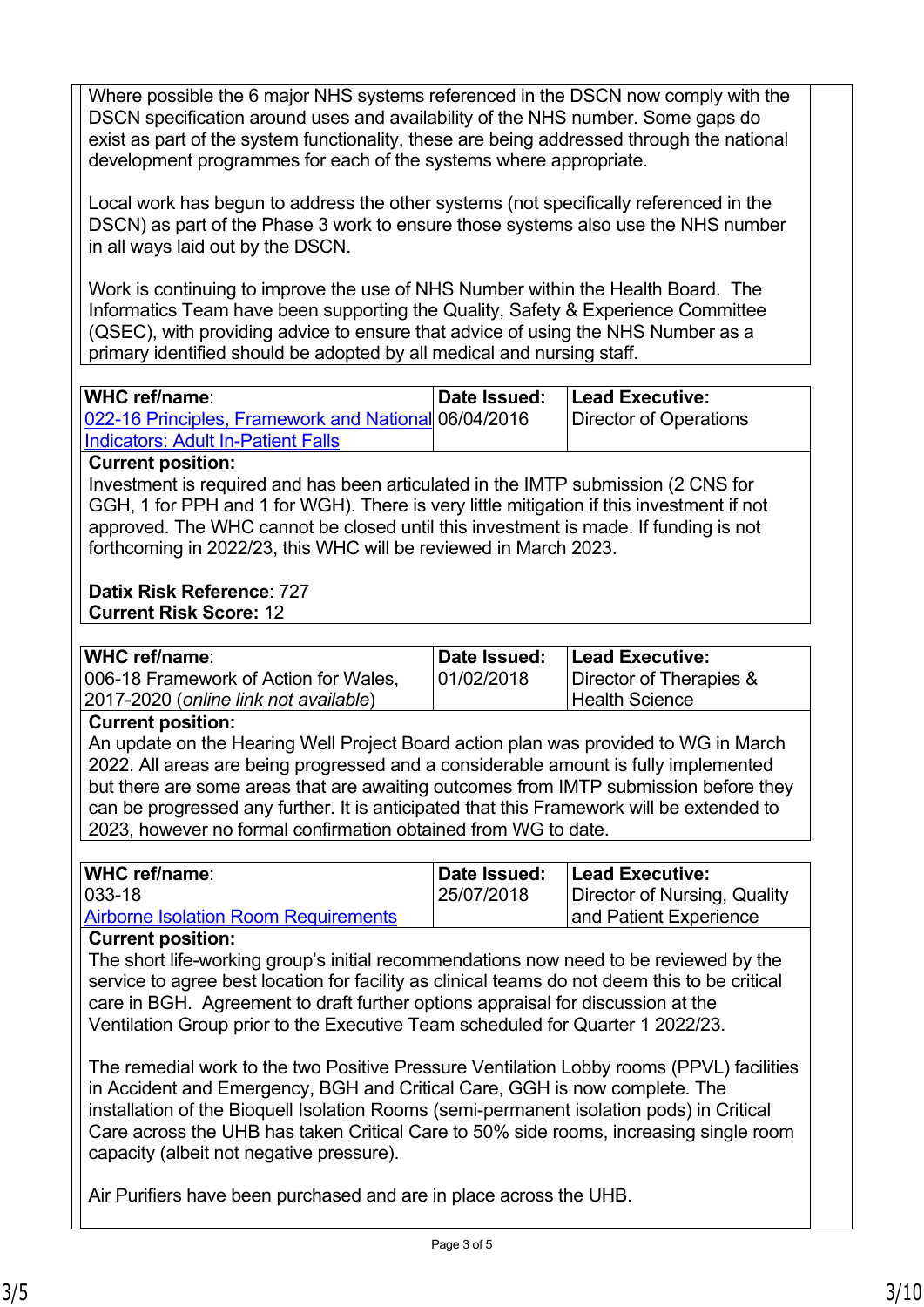Where possible the 6 major NHS systems referenced in the DSCN now comply with the DSCN specification around uses and availability of the NHS number. Some gaps do exist as part of the system functionality, these are being addressed through the national development programmes for each of the systems where appropriate.

Local work has begun to address the other systems (not specifically referenced in the DSCN) as part of the Phase 3 work to ensure those systems also use the NHS number in all ways laid out by the DSCN.

Work is continuing to improve the use of NHS Number within the Health Board. The Informatics Team have been supporting the Quality, Safety & Experience Committee (QSEC), with providing advice to ensure that advice of using the NHS Number as a primary identified should be adopted by all medical and nursing staff.

| **WHC ref/name**: | **Date Issued:** | **Lead Executive:** |
|---|---|---|
| 022-16 Principles, Framework and National Indicators: Adult In-Patient Falls | 06/04/2016 | Director of Operations |

**Current position:**
Investment is required and has been articulated in the IMTP submission (2 CNS for GGH, 1 for PPH and 1 for WGH). There is very little mitigation if this investment if not approved. The WHC cannot be closed until this investment is made. If funding is not forthcoming in 2022/23, this WHC will be reviewed in March 2023.

**Datix Risk Reference**: 727
**Current Risk Score:** 12

| **WHC ref/name**: | **Date Issued:** | **Lead Executive:** |
|---|---|---|
| 006-18 Framework of Action for Wales, 2017-2020 (*online link not available*) | 01/02/2018 | Director of Therapies & Health Science |

**Current position:**
An update on the Hearing Well Project Board action plan was provided to WG in March 2022. All areas are being progressed and a considerable amount is fully implemented but there are some areas that are awaiting outcomes from IMTP submission before they can be progressed any further. It is anticipated that this Framework will be extended to 2023, however no formal confirmation obtained from WG to date.

| **WHC ref/name**: | **Date Issued:** | **Lead Executive:** |
|---|---|---|
| 033-18 Airborne Isolation Room Requirements | 25/07/2018 | Director of Nursing, Quality and Patient Experience |

**Current position:**
The short life-working group's initial recommendations now need to be reviewed by the service to agree best location for facility as clinical teams do not deem this to be critical care in BGH. Agreement to draft further options appraisal for discussion at the Ventilation Group prior to the Executive Team scheduled for Quarter 1 2022/23.

The remedial work to the two Positive Pressure Ventilation Lobby rooms (PPVL) facilities in Accident and Emergency, BGH and Critical Care, GGH is now complete. The installation of the Bioquell Isolation Rooms (semi-permanent isolation pods) in Critical Care across the UHB has taken Critical Care to 50% side rooms, increasing single room capacity (albeit not negative pressure).

Air Purifiers have been purchased and are in place across the UHB.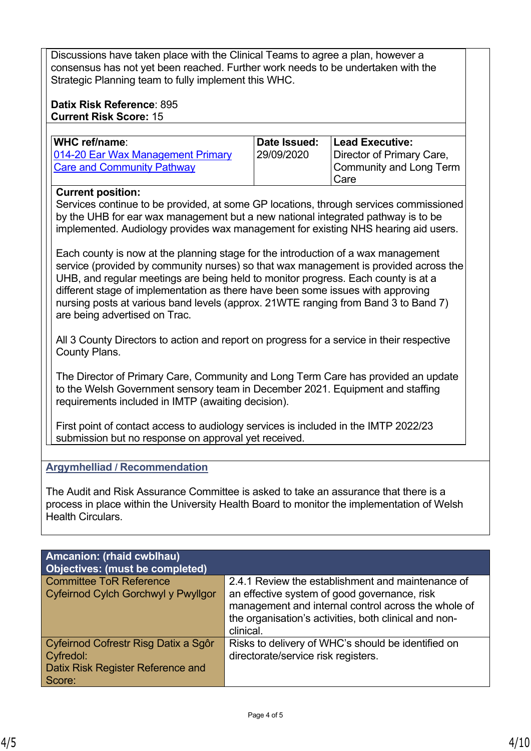Discussions have taken place with the Clinical Teams to agree a plan, however a consensus has not yet been reached. Further work needs to be undertaken with the Strategic Planning team to fully implement this WHC.

**Datix Risk Reference**: 895
**Current Risk Score:** 15

| **WHC ref/name**: [014-20 Ear Wax Management Primary Care and Community Pathway]() | **Date Issued:** 29/09/2020 | **Lead Executive:** Director of Primary Care, Community and Long Term Care |
|---|---|---|

**Current position:**
Services continue to be provided, at some GP locations, through services commissioned by the UHB for ear wax management but a new national integrated pathway is to be implemented. Audiology provides wax management for existing NHS hearing aid users.

Each county is now at the planning stage for the introduction of a wax management service (provided by community nurses) so that wax management is provided across the UHB, and regular meetings are being held to monitor progress. Each county is at a different stage of implementation as there have been some issues with approving nursing posts at various band levels (approx. 21WTE ranging from Band 3 to Band 7) are being advertised on Trac.

All 3 County Directors to action and report on progress for a service in their respective County Plans.

The Director of Primary Care, Community and Long Term Care has provided an update to the Welsh Government sensory team in December 2021. Equipment and staffing requirements included in IMTP (awaiting decision).

First point of contact access to audiology services is included in the IMTP 2022/23 submission but no response on approval yet received.

## Argymhelliad / Recommendation

The Audit and Risk Assurance Committee is asked to take an assurance that there is a process in place within the University Health Board to monitor the implementation of Welsh Health Circulars.

| **Amcanion: (rhaid cwblhau)<br>Objectives: (must be completed)** | |
|---|---|
| Committee ToR Reference<br>Cyfeirnod Cylch Gorchwyl y Pwyllgor | 2.4.1 Review the establishment and maintenance of an effective system of good governance, risk management and internal control across the whole of the organisation's activities, both clinical and non-clinical. |
| Cyfeirnod Cofrestr Risg Datix a Sgôr Cyfredol:<br>Datix Risk Register Reference and Score: | Risks to delivery of WHC's should be identified on directorate/service risk registers. |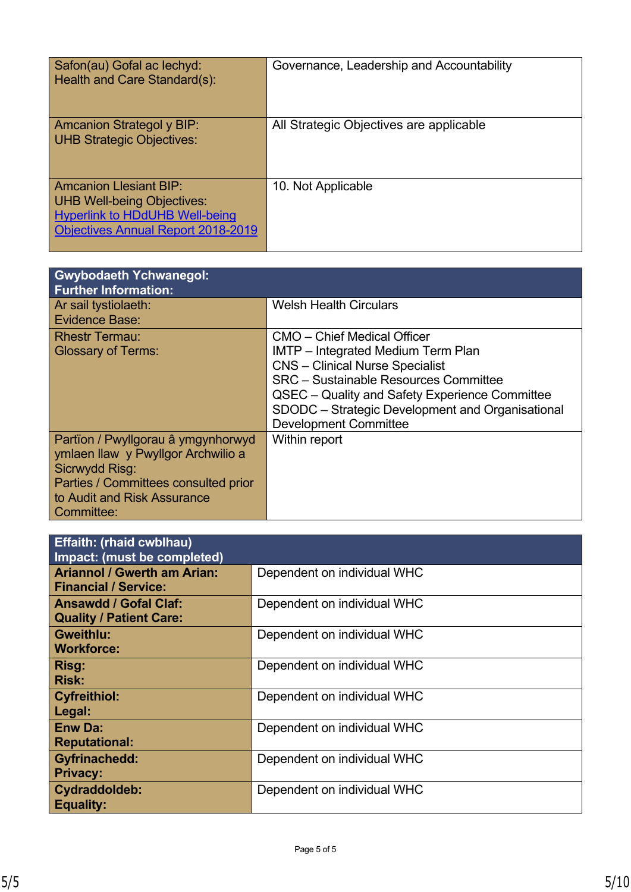| Safon(au) Gofal ac Iechyd:<br>Health and Care Standard(s): | Governance, Leadership and Accountability |
| --- | --- |
| Amcanion Strategol y BIP:<br>UHB Strategic Objectives: | All Strategic Objectives are applicable |
| Amcanion Llesiant BIP:<br>UHB Well-being Objectives:<br>[Hyperlink to HDdUHB Well-being Objectives Annual Report 2018-2019] | 10. Not Applicable |

| **Gwybodaeth Ychwanegol:<br>Further Information:** | |
| --- | --- |
| Ar sail tystiolaeth:<br>Evidence Base: | Welsh Health Circulars |
| Rhestr Termau:<br>Glossary of Terms: | CMO – Chief Medical Officer<br>IMTP – Integrated Medium Term Plan<br>CNS – Clinical Nurse Specialist<br>SRC – Sustainable Resources Committee<br>QSEC – Quality and Safety Experience Committee<br>SDODC – Strategic Development and Organisational Development Committee |
| Partïon / Pwyllgorau â ymgynhorwyd ymlaen llaw y Pwyllgor Archwilio a Sicrwydd Risg:<br>Parties / Committees consulted prior to Audit and Risk Assurance Committee: | Within report |

| **Effaith: (rhaid cwblhau)<br>Impact: (must be completed)** | |
| --- | --- |
| **Ariannol / Gwerth am Arian:<br>Financial / Service:** | Dependent on individual WHC |
| **Ansawdd / Gofal Claf:<br>Quality / Patient Care:** | Dependent on individual WHC |
| **Gweithlu:<br>Workforce:** | Dependent on individual WHC |
| **Risg:<br>Risk:** | Dependent on individual WHC |
| **Cyfreithiol:<br>Legal:** | Dependent on individual WHC |
| **Enw Da:<br>Reputational:** | Dependent on individual WHC |
| **Gyfrinachedd:<br>Privacy:** | Dependent on individual WHC |
| **Cydraddoldeb:<br>Equality:** | Dependent on individual WHC |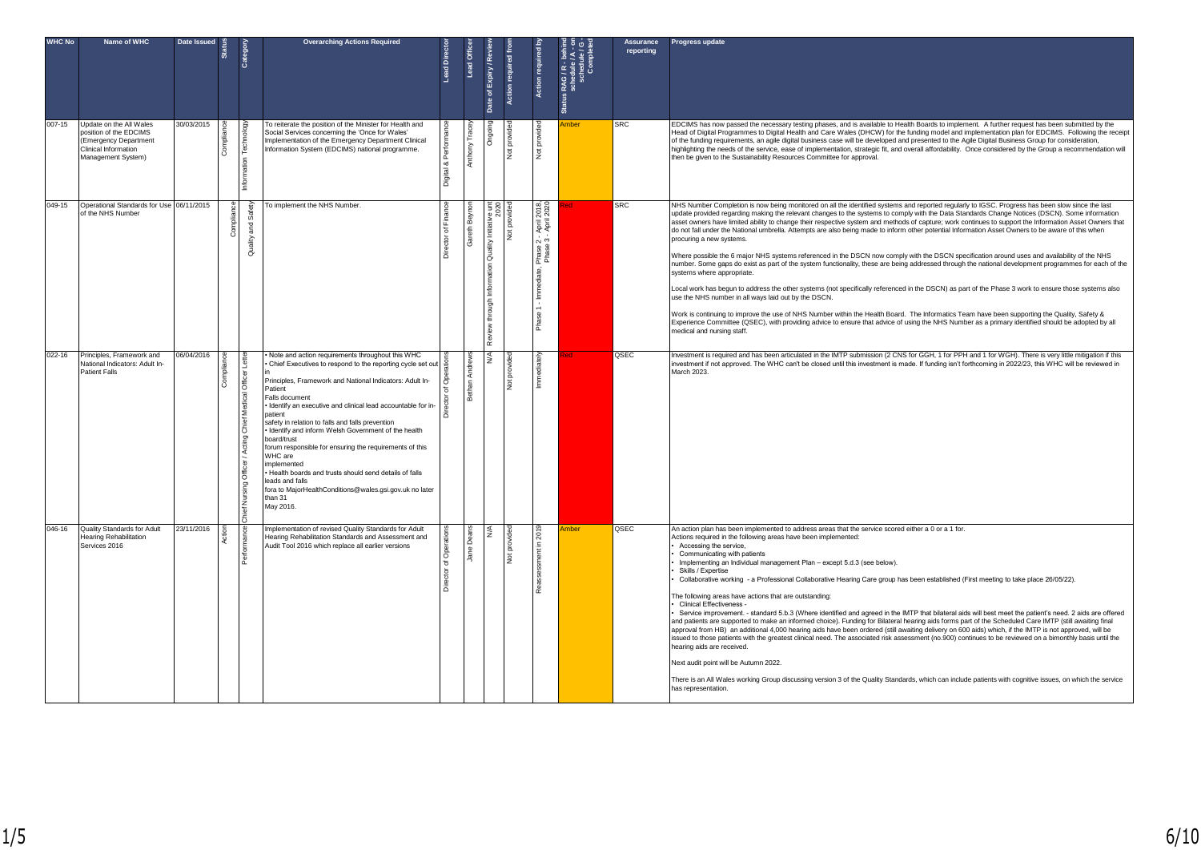| WHC No | Name of WHC | Date Issued | Status | Category | Overarching Actions Required | Lead Director | Lead Officer | Date of Expiry / Review | Action required from | Action required by | Status RAG / R - behind schedule / A - on schedule / G - Completed | Assurance reporting | Progress update |
|---|---|---|---|---|---|---|---|---|---|---|---|---|---|
| 007-15 | Update on the All Wales position of the EDCIMS (Emergency Department Clinical Information Management System) | 30/03/2015 | Compliance | Information Technology | To reiterate the position of the Minister for Health and Social Services concerning the 'Once for Wales' Implementation of the Emergency Department Clinical Information System (EDCIMS) national programme. | Digital & Performance | Anthony Tracey | Ongoing | Not provided | Not provided | Amber | SRC | EDCIMS has now passed the necessary testing phases, and is available to Health Boards to implement. A further request has been submitted by the Head of Digital Programmes to Digital Health and Care Wales (DHCW) for the funding model and implementation plan for EDCIMS. Following the receipt of the funding requirements, an agile digital business case will be developed and presented to the Agile Digital Business Group for consideration, highlighting the needs of the service, ease of implementation, strategic fit, and overall affordability. Once considered by the Group a recommendation will then be given to the Sustainability Resources Committee for approval. |
| 049-15 | Operational Standards for Use of the NHS Number | 06/11/2015 | Compliance | Quality and Safety | To implement the NHS Number. | Director of Finance | Gareth Beynon | Review through Information Quality Initiative unt 2020 | Not provided | Phase 1 - Immediate, Phase 2 - April 2018, Phase 3 - April 2020 | Red | SRC | NHS Number Completion is now being monitored on all the identified systems and reported regularly to IGSC. Progress has been slow since the last update provided regarding making the relevant changes to the systems to comply with the Data Standards Change Notices (DSCN). Some information asset owners have limited ability to change their respective system and methods of capture; work continues to support the Information Asset Owners that do not fall under the National umbrella. Attempts are also being made to inform other potential Information Asset Owners to be aware of this when procuring a new systems.<br><br>Where possible the 6 major NHS systems referenced in the DSCN now comply with the DSCN specification around uses and availability of the NHS number. Some gaps do exist as part of the system functionality, these are being addressed through the national development programmes for each of the systems where appropriate.<br><br>Local work has begun to address the other systems (not specifically referenced in the DSCN) as part of the Phase 3 work to ensure those systems also use the NHS number in all ways laid out by the DSCN.<br><br>Work is continuing to improve the use of NHS Number within the Health Board. The Informatics Team have been supporting the Quality, Safety & Experience Committee (QSEC), with providing advice to ensure that advice of using the NHS Number as a primary identified should be adopted by all medical and nursing staff. |
| 022-16 | Principles, Framework and National Indicators: Adult In-Patient Falls | 06/04/2016 | Compliance | Chief Nursing Officer / Acting Chief Medical Officer Letter | • Note and action requirements throughout this WHC<br>• Chief Executives to respond to the reporting cycle set out in Principles, Framework and National Indicators: Adult In-Patient Falls document<br>• Identify an executive and clinical lead accountable for in-patient safety in relation to falls and falls prevention<br>• Identify and inform Welsh Government of the health board/trust forum responsible for ensuring the requirements of this WHC are implemented<br>• Health boards and trusts should send details of falls leads and falls fora to MajorHealthConditions@wales.gsi.gov.uk no later than 31 May 2016. | Director of Operations | Bethan Andrews | N/A | Not provided | Immediately | Red | QSEC | Investment is required and has been articulated in the IMTP submission (2 CNS for GGH, 1 for PPH and 1 for WGH). There is very little mitigation if this investment if not approved. The WHC can't be closed until this investment is made. If funding isn't forthcoming in 2022/23, this WHC will be reviewed in March 2023. |
| 046-16 | Quality Standards for Adult Hearing Rehabilitation Services 2016 | 23/11/2016 | Action | Performance | Implementation of revised Quality Standards for Adult Hearing Rehabilitation Standards and Assessment and Audit Tool 2016 which replace all earlier versions | Director of Operations | Jane Deans | N/A | Not provided | Reassessment in 2019 | Amber | QSEC | An action plan has been implemented to address areas that the service scored either a 0 or a 1 for.<br>Actions required in the following areas have been implemented:<br>• Accessing the service,<br>• Communicating with patients<br>• Implementing an Individual management Plan – except 5.d.3 (see below).<br>• Skills / Expertise<br>• Collaborative working - a Professional Collaborative Hearing Care group has been established (First meeting to take place 26/05/22).<br><br>The following areas have actions that are outstanding:<br>• Clinical Effectiveness -<br>• Service improvement. - standard 5.b.3 (Where identified and agreed in the IMTP that bilateral aids will best meet the patient's need. 2 aids are offered and patients are supported to make an informed choice). Funding for Bilateral hearing aids forms part of the Scheduled Care IMTP (still awaiting final approval from HB) an additional 4,000 hearing aids have been ordered (still awaiting delivery on 600 aids) which, if the IMTP is not approved, will be issued to those patients with the greatest clinical need. The associated risk assessment (no.900) continues to be reviewed on a bimonthly basis until the hearing aids are received.<br><br>Next audit point will be Autumn 2022.<br><br>There is an All Wales working Group discussing version 3 of the Quality Standards, which can include patients with cognitive issues, on which the service has representation. |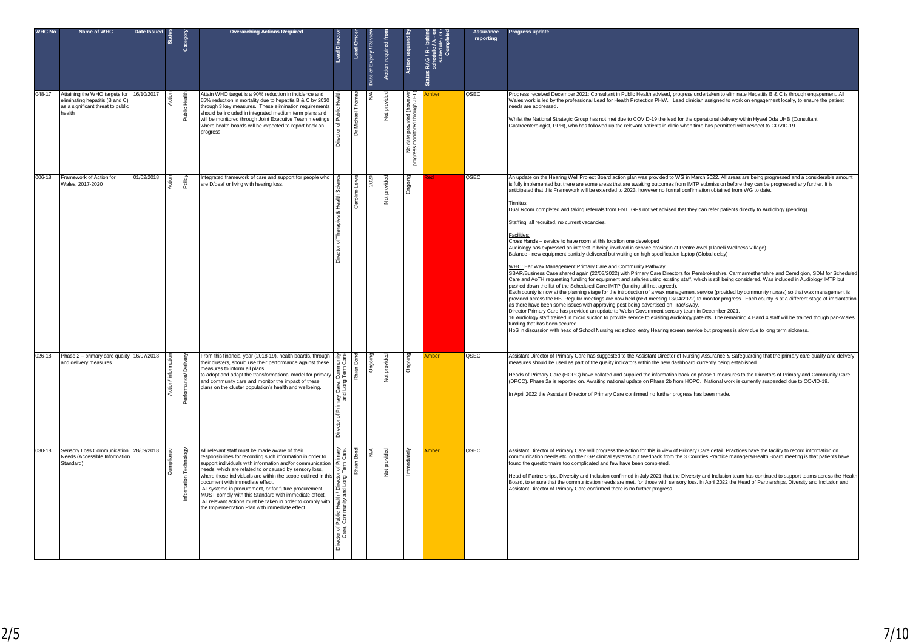| WHC No | Name of WHC | Date Issued | Status | Category | Overarching Actions Required | Lead Director | Lead Officer | Date of Expiry / Review | Action required from | Action required by | Status RAG / R - behind schedule / A - on schedule / G - Completed | Assurance reporting | Progress update |
|---|---|---|---|---|---|---|---|---|---|---|---|---|---|
| 048-17 | Attaining the WHO targets for eliminating hepatitis (B and C) as a significant threat to public health | 16/10/2017 | Action | Public Health | Attain WHO target is a 90% reduction in incidence and 65% reduction in mortality due to hepatitis B & C by 2030 through 3 key measures. These elimination requirements should be included in integrated medium term plans and will be monitored through Joint Executive Team meetings where health boards will be expected to report back on progress. | Director of Public Health | Dr Michael Thomas | N/A | Not provided | No date provided (however progress monitored through JET) | Amber | QSEC | Progress received December 2021: Consultant in Public Health advised, progress undertaken to eliminate Hepatitis B & C is through engagement. All Wales work is led by the professional Lead for Health Protection PHW. Lead clinician assigned to work on engagement locally, to ensure the patient needs are addressed.<br><br>Whilst the National Strategic Group has not met due to COVID-19 the lead for the operational delivery within Hywel Dda UHB (Consultant Gastroenterologist, PPH), who has followed up the relevant patients in clinic when time has permitted with respect to COVID-19. |
| 006-18 | Framework of Action for Wales, 2017-2020 | 01/02/2018 | Action | Policy | Integrated framework of care and support for people who are D/deaf or living with hearing loss. | Director of Therapies & Health Science | Caroline Lewis | 2020 | Not provided | Ongoing | Red | QSEC | An update on the Hearing Well Project Board action plan was provided to WG in March 2022. All areas are being progressed and a considerable amount is fully implemented but there are some areas that are awaiting outcomes from IMTP submission before they can be progressed any further. It is anticipated that this Framework will be extended to 2023, however no formal confirmation obtained from WG to date.<br><br>Tinnitus:<br>Dual Room completed and taking referrals from ENT. GPs not yet advised that they can refer patients directly to Audiology (pending)<br><br>Staffing: all recruited, no current vacancies.<br><br>Facilities:<br>Cross Hands – service to have room at this location one developed<br>Audiology has expressed an interest in being involved in service provision at Pentre Awel (Llanelli Wellness Village).<br>Balance - new equipment partially delivered but waiting on high specification laptop (Global delay)<br><br>WHC: Ear Wax Management Primary Care and Community Pathway<br>SBAR/Business Case shared again (22/03/2022) with Primary Care Directors for Pembrokeshire. Carmarmethenshire and Ceredigion, SDM for Scheduled Care and AoTH requesting funding for equipment and salaries using existing staff, which is still being considered. Was included in Audiology IMTP but pushed down the list of the Scheduled Care IMTP (funding still not agreed).<br>Each county is now at the planning stage for the introduction of a wax management service (provided by community nurses) so that wax management is provided across the HB. Regular meetings are now held (next meeting 13/04/2022) to monitor progress. Each county is at a different stage of implantation as there have been some issues with approving post being advertised on Trac/Sway.<br>Director Primary Care has provided an update to Welsh Government sensory team in December 2021.<br>16 Audiology staff trained in micro suction to provide service to exisiting Audiology pateints. The remaining 4 Band 4 staff will be trained though pan-Wales funding that has been secured.<br>HoS in discussion with head of School Nursing re: school entry Hearing screen service but progress is slow due to long term sickness. |
| 026-18 | Phase 2 – primary care quality and delivery measures | 16/07/2018 | Action/ information | Performance/ Delivery | From this financial year (2018-19), health boards, through their clusters, should use their performance against these measures to inform all plans<br>to adopt and adapt the transformational model for primary and community care and monitor the impact of these plans on the cluster population's health and wellbeing. | Director of Primary Care, Community and Long Term Care | Rhian Bond | Ongoing | Not provided | Ongoing | Amber | QSEC | Assistant Director of Primary Care has suggested to the Assistant Director of Nursing Assurance & Safeguarding that the primary care quality and delivery measures should be used as part of the quality indicators within the new dashboard currently being established.<br><br>Heads of Primary Care (HOPC) have collated and supplied the information back on phase 1 measures to the Directors of Primary and Community Care (DPCC). Phase 2a is reported on. Awaiting national update on Phase 2b from HOPC. National work is currently suspended due to COVID-19.<br><br>In April 2022 the Assistant Director of Primary Care confirmed no further progress has been made. |
| 030-18 | Sensory Loss Communication Needs (Accessible Information Standard) | 28/09/2018 | Compliance | Information Technology | All relevant staff must be made aware of their responsibilities for recording such information in order to support individuals with information and/or communication needs, which are related to or caused by sensory loss, where those individuals are within the scope outlined in this document with immediate effect.<br>.All systems in procurement, or for future procurement, MUST comply with this Standard with immediate effect.<br>.All relevant actions must be taken in order to comply with the Implementation Plan with immediate effect. | Director of Public Health / Director of Primary Care, Community and Long Term Care. | Rhian Bond | N/A | Not provided | Immediately | Amber | QSEC | Assistant Director of Primary Care will progress the action for this in view of Primary Care detail. Practices have the facility to record information on communication needs etc. on their GP clinical systems but feedback from the 3 Counties Practice managers/Health Board meeting is that patients have found the questionnaire too complicated and few have been completed.<br><br>Head of Partnerships, Diversity and Inclusion confirmed in July 2021 that the Diversity and Inclusion team has continued to support teams across the Health Board, to ensure that the communication needs are met, for those with sensory loss. In April 2022 the Head of Partnerships, Diversity and Inclusion and Assistant Director of Primary Care confirmed there is no further progress. |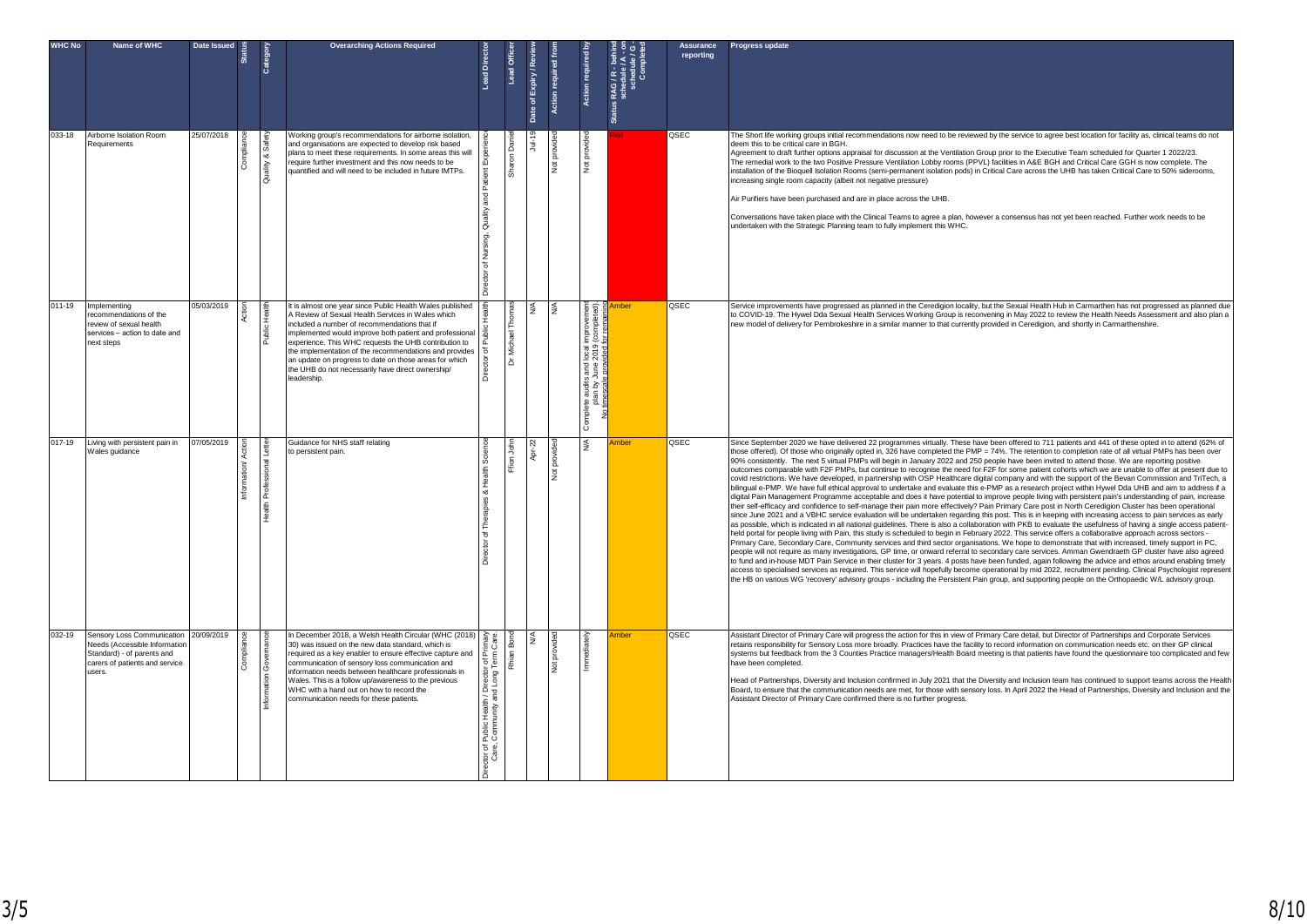| WHC No | Name of WHC | Date Issued | Status | Category | Overarching Actions Required | Lead Director | Lead Officer | Date of Expiry / Review | Action required from | Action required by | Status RAG / R - behind schedule / A - on schedule / G - Completed | Assurance reporting | Progress update |
|---|---|---|---|---|---|---|---|---|---|---|---|---|---|
| 033-18 | Airborne Isolation Room Requirements | 25/07/2018 | Compliance | Quality & Safety | Working group's recommendations for airborne isolation, and organisations are expected to develop risk based plans to meet these requirements. In some areas this will require further investment and this now needs to be quantified and will need to be included in future IMTPs. | Director of Nursing, Quality and Patient Experience | Sharon Daniel | Jul-19 | Not provided | Not provided | Red | QSEC | The Short life working groups initial recommendations now need to be reviewed by the service to agree best location for facility as, clinical teams do not deem this to be critical care in BGH.<br>Agreement to draft further options appraisal for discussion at the Ventilation Group prior to the Executive Team scheduled for Quarter 1 2022/23.<br>The remedial work to the two Positive Pressure Ventilation Lobby rooms (PPVL) facilities in A&E BGH and Critical Care GGH is now complete. The installation of the Bioquell Isolation Rooms (semi-permanent isolation pods) in Critical Care across the UHB has taken Critical Care to 50% siderooms, increasing single room capacity (albeit not negative pressure)<br><br>Air Purifiers have been purchased and are in place across the UHB.<br><br>Conversations have taken place with the Clinical Teams to agree a plan, however a consensus has not yet been reached. Further work needs to be undertaken with the Strategic Planning team to fully implement this WHC. |
| 011-19 | Implementing recommendations of the review of sexual health services – action to date and next steps | 05/03/2019 | Action | Public Health | It is almost one year since Public Health Wales published A Review of Sexual Health Services in Wales which included a number of recommendations that if implemented would improve both patient and professional experience. This WHC requests the UHB contribution to the implementation of the recommendations and provides an update on progress to date on those areas for which the UHB do not necessarily have direct ownership/ leadership. | Director of Public Health | Dr Michael Thomas | N/A | N/A | Complete audits and local improvement plan by June 2019 (completed) No timescale provided for remaining | Amber | QSEC | Service improvements have progressed as planned in the Ceredigion locality, but the Sexual Health Hub in Carmarthen has not progressed as planned due to COVID-19. The Hywel Dda Sexual Health Services Working Group is reconvening in May 2022 to review the Health Needs Assessment and also plan a new model of delivery for Pembrokeshire in a similar manner to that currently provided in Ceredigion, and shortly in Carmarthenshire. |
| 017-19 | Living with persistent pain in Wales guidance | 07/05/2019 | Information/ Action | Health Professional Letter | Guidance for NHS staff relating to persistent pain. | Director of Therapies & Health Science | Ffion John | Apr-22 | Not provided | N/A | Amber | QSEC | Since September 2020 we have delivered 22 programmes virtually. These have been offered to 711 patients and 441 of these opted in to attend (62% of those offered). Of those who originally opted in, 326 have completed the PMP = 74%. The retention to completion rate of all virtual PMPs has been over 90% consistently. The next 5 virtual PMPs will begin in January 2022 and 250 people have been invited to attend those. We are reporting positive outcomes comparable with F2F PMPs, but continue to recognise the need for F2F for some patient cohorts which we are unable to offer at present due to covid restrictions. We have developed, in partnership with OSP Healthcare digital company and with the support of the Bevan Commission and TriTech, a bilingual e-PMP. We have full ethical approval to undertake and evaluate this e-PMP as a research project within Hywel Dda UHB and aim to address if a digital Pain Management Programme acceptable and does it have potential to improve people living with persistent pain's understanding of pain, increase their self-efficacy and confidence to self-manage their pain more effectively? Pain Primary Care post in North Ceredigion Cluster has been operational since June 2021 and a VBHC service evaluation will be undertaken regarding this post. This is in keeping with increasing access to pain services as early as possible, which is indicated in all national guidelines. There is also a collaboration with PKB to evaluate the usefulness of having a single access patient-held portal for people living with Pain, this study is scheduled to begin in February 2022. This service offers a collaborative approach across sectors - Primary Care, Secondary Care, Community services and third sector organisations. We hope to demonstrate that with increased, timely support in PC, people will not require as many investigations, GP time, or onward referral to secondary care services. Amman Gwendraeth GP cluster have also agreed to fund and in-house MDT Pain Service in their cluster for 3 years. 4 posts have been funded, again following the advice and ethos around enabling timely access to specialised services as required. This service will hopefully become operational by mid 2022, recruitment pending. Clinical Psychologist represent the HB on various WG 'recovery' advisory groups - including the Persistent Pain group, and supporting people on the Orthopaedic W/L advisory group. |
| 032-19 | Sensory Loss Communication Needs (Accessible Information Standard) - of parents and carers of patients and service users. | 20/09/2019 | Compliance | Information Governance | In December 2018, a Welsh Health Circular (WHC (2018) 30) was issued on the new data standard, which is required as a key enabler to ensure effective capture and communication of sensory loss communication and information needs between healthcare professionals in Wales. This is a follow up/awareness to the previous WHC with a hand out on how to record the communication needs for these patients. | Director of Public Health / Director of Primary Care, Community and Long Term Care. | Rhian Bond | N/A | Not provided | Immediately | Amber | QSEC | Assistant Director of Primary Care will progress the action for this in view of Primary Care detail, but Director of Partnerships and Corporate Services retains responsibility for Sensory Loss more broadly. Practices have the facility to record information on communication needs etc. on their GP clinical systems but feedback from the 3 Counties Practice managers/Health Board meeting is that patients have found the questionnaire too complicated and few have been completed.<br><br>Head of Partnerships, Diversity and Inclusion confirmed in July 2021 that the Diversity and Inclusion team has continued to support teams across the Health Board, to ensure that the communication needs are met, for those with sensory loss. In April 2022 the Head of Partnerships, Diversity and Inclusion and the Assistant Director of Primary Care confirmed there is no further progress. |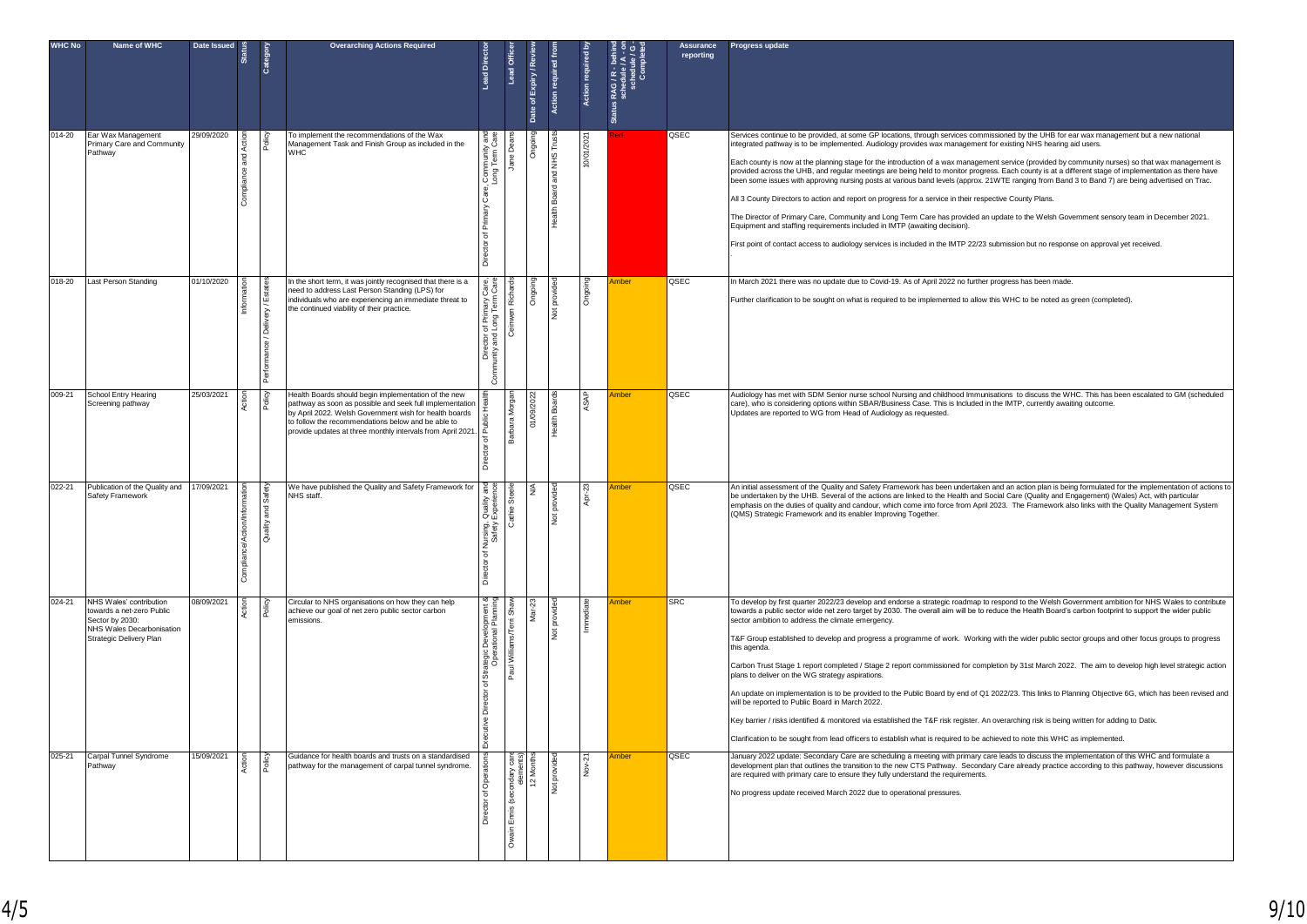| WHC No | Name of WHC | Date Issued | Status | Category | Overarching Actions Required | Lead Director | Lead Officer | Date of Expiry / Review | Action required from | Action required by | Status RAG / R - behind schedule / A - on schedule / G - Completed | Assurance reporting | Progress update |
|---|---|---|---|---|---|---|---|---|---|---|---|---|---|
| 014-20 | Ear Wax Management Primary Care and Community Pathway | 29/09/2020 | Compliance and Action | Policy | To implement the recommendations of the Wax Management Task and Finish Group as included in the WHC | Director of Primary Care, Community and Long Term Care | Jane Deans | Ongoing | Health Board and NHS Trusts | 10/01/2021 | Red | QSEC | Services continue to be provided, at some GP locations, through services commissioned by the UHB for ear wax management but a new national integrated pathway is to be implemented. Audiology provides wax management for existing NHS hearing aid users.<br><br>Each county is now at the planning stage for the introduction of a wax management service (provided by community nurses) so that wax management is provided across the UHB, and regular meetings are being held to monitor progress. Each county is at a different stage of implementation as there have been some issues with approving nursing posts at various band levels (approx. 21WTE ranging from Band 3 to Band 7) are being advertised on Trac.<br><br>All 3 County Directors to action and report on progress for a service in their respective County Plans.<br><br>The Director of Primary Care, Community and Long Term Care has provided an update to the Welsh Government sensory team in December 2021. Equipment and staffing requirements included in IMTP (awaiting decision).<br><br>First point of contact access to audiology services is included in the IMTP 22/23 submission but no response on approval yet received. |
| 018-20 | Last Person Standing | 01/10/2020 | Information | Performance / Delivery / Estates | In the short term, it was jointly recognised that there is a need to address Last Person Standing (LPS) for individuals who are experiencing an immediate threat to the continued viability of their practice. | Director of Primary Care, Community and Long Term Care | Ceinwen Richards | Ongoing | Not provided | Ongoing | Amber | QSEC | In March 2021 there was no update due to Covid-19. As of April 2022 no further progress has been made.<br><br>Further clarification to be sought on what is required to be implemented to allow this WHC to be noted as green (completed). |
| 009-21 | School Entry Hearing Screening pathway | 25/03/2021 | Action | Policy | Health Boards should begin implementation of the new pathway as soon as possible and seek full implementation by April 2022. Welsh Government wish for health boards to follow the recommendations below and be able to provide updates at three monthly intervals from April 2021. | Director of Public Health | Barbara Morgan | 01/09/2022 | Health Boards | ASAP | Amber | QSEC | Audiology has met with SDM Senior nurse school Nursing and childhood Immunisations to discuss the WHC. This has been escalated to GM (scheduled care), who is considering options within SBAR/Business Case. This is Included in the IMTP, currently awaiting outcome.<br>Updates are reported to WG from Head of Audiology as requested. |
| 022-21 | Publication of the Quality and Safety Framework | 17/09/2021 | Compliance/Action/Information | Quality and Safety | We have published the Quality and Safety Framework for NHS staff. | Director of Nursing, Quality and Safety Experience | Cathie Steele | N/A | Not provided | Apr-23 | Amber | QSEC | An initial assessment of the Quality and Safety Framework has been undertaken and an action plan is being formulated for the implementation of actions to be undertaken by the UHB. Several of the actions are linked to the Health and Social Care (Quality and Engagement) (Wales) Act, with particular emphasis on the duties of quality and candour, which come into force from April 2023. The Framework also links with the Quality Management System (QMS) Strategic Framework and its enabler Improving Together. |
| 024-21 | NHS Wales' contribution towards a net-zero Public Sector by 2030: NHS Wales Decarbonisation Strategic Delivery Plan | 08/09/2021 | Action | Policy | Circular to NHS organisations on how they can help achieve our goal of net zero public sector carbon emissions. | Executive Director of Strategic Development & Operational Planning | Paul Williams/Terri Shaw | Mar-23 | Not provided | Immediate | Amber | SRC | To develop by first quarter 2022/23 develop and endorse a strategic roadmap to respond to the Welsh Government ambition for NHS Wales to contribute towards a public sector wide net zero target by 2030. The overall aim will be to reduce the Health Board's carbon footprint to support the wider public sector ambition to address the climate emergency.<br><br>T&F Group established to develop and progress a programme of work. Working with the wider public sector groups and other focus groups to progress this agenda.<br><br>Carbon Trust Stage 1 report completed / Stage 2 report commissioned for completion by 31st March 2022. The aim to develop high level strategic action plans to deliver on the WG strategy aspirations.<br><br>An update on implementation is to be provided to the Public Board by end of Q1 2022/23. This links to Planning Objective 6G, which has been revised and will be reported to Public Board in March 2022.<br><br>Key barrier / risks identified & monitored via established the T&F risk register. An overarching risk is being written for adding to Datix.<br><br>Clarification to be sought from lead officers to establish what is required to be achieved to note this WHC as implemented. |
| 025-21 | Carpal Tunnel Syndrome Pathway | 15/09/2021 | Action | Policy | Guidance for health boards and trusts on a standardised pathway for the management of carpal tunnel syndrome. | Director of Operations | Owain Ennis (secondary care elements) | 12 Months | Not provided | Nov-21 | Amber | QSEC | January 2022 update: Secondary Care are scheduling a meeting with primary care leads to discuss the implementation of this WHC and formulate a development plan that outlines the transition to the new CTS Pathway. Secondary Care already practice according to this pathway, however discussions are required with primary care to ensure they fully understand the requirements.<br><br>No progress update received March 2022 due to operational pressures. |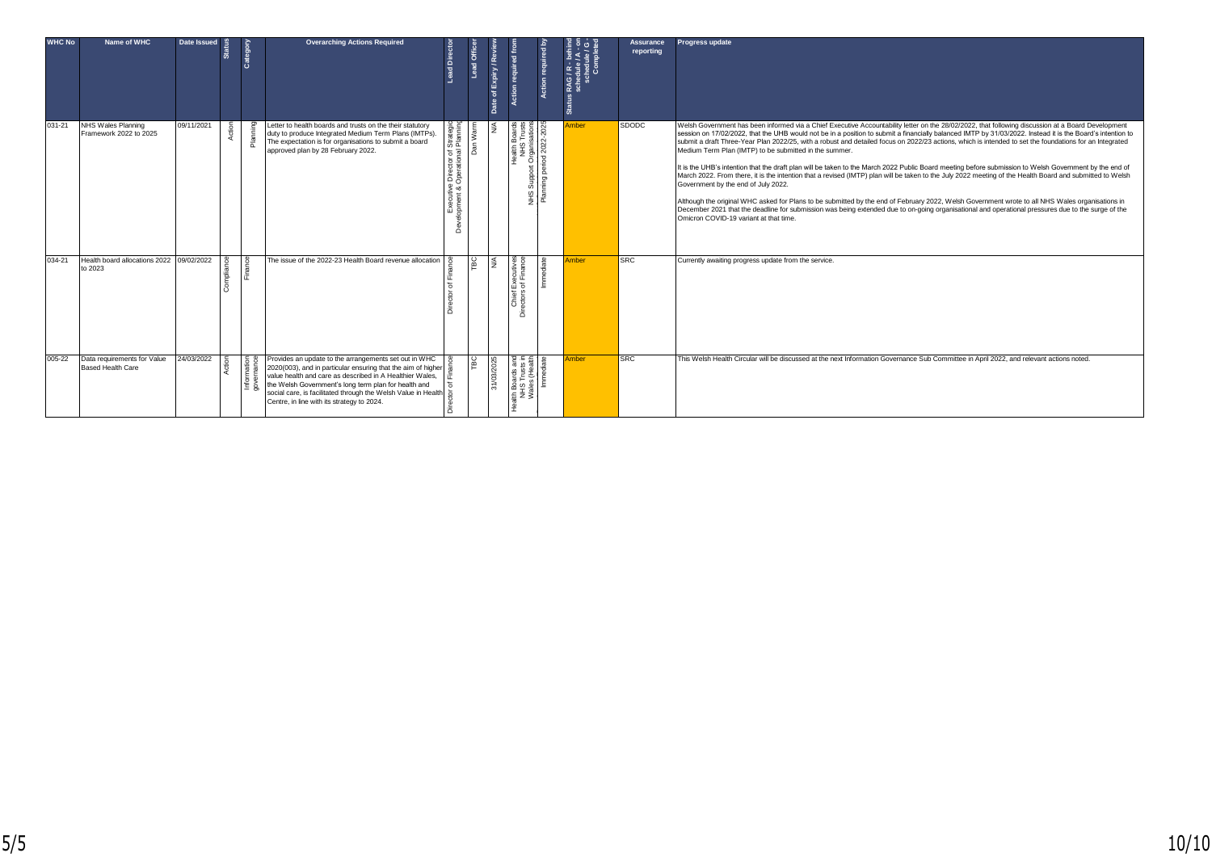| WHC No | Name of WHC | Date Issued | Status | Category | Overarching Actions Required | Lead Director | Lead Officer | Date of Expiry / Review | Action required from | Action required by | Status RAG / R - behind schedule / A - on schedule / G - Completed | Assurance reporting | Progress update |
|---|---|---|---|---|---|---|---|---|---|---|---|---|---|
| 031-21 | NHS Wales Planning Framework 2022 to 2025 | 09/11/2021 | Action | Planning | Letter to health boards and trusts on the their statutory duty to produce Integrated Medium Term Plans (IMTPs). The expectation is for organisations to submit a board approved plan by 28 February 2022. | Executive Director of Strategic Development & Operational Planning | Dan Warm | N/A | Health Boards NHS Trusts NHS Support Organisations | Planning period 2022-2025 | Amber | SDODC | Welsh Government has been informed via a Chief Executive Accountability letter on the 28/02/2022, that following discussion at a Board Development session on 17/02/2022, that the UHB would not be in a position to submit a financially balanced IMTP by 31/03/2022. Instead it is the Board's intention to submit a draft Three-Year Plan 2022/25, with a robust and detailed focus on 2022/23 actions, which is intended to set the foundations for an Integrated Medium Term Plan (IMTP) to be submitted in the summer.<br><br>It is the UHB's intention that the draft plan will be taken to the March 2022 Public Board meeting before submission to Welsh Government by the end of March 2022. From there, it is the intention that a revised (IMTP) plan will be taken to the July 2022 meeting of the Health Board and submitted to Welsh Government by the end of July 2022.<br><br>Although the original WHC asked for Plans to be submitted by the end of February 2022, Welsh Government wrote to all NHS Wales organisations in December 2021 that the deadline for submission was being extended due to on-going organisational and operational pressures due to the surge of the Omicron COVID-19 variant at that time. |
| 034-21 | Health board allocations 2022 to 2023 | 09/02/2022 | Compliance | Finance | The issue of the 2022-23 Health Board revenue allocation | Director of Finance | TBC | N/A | Chief Executives Directors of Finance | Immediate | Amber | SRC | Currently awaiting progress update from the service. |
| 005-22 | Data requirements for Value Based Health Care | 24/03/2022 | Action | Information governance | Provides an update to the arrangements set out in WHC 2020(003), and in particular ensuring that the aim of higher value health and care as described in A Healthier Wales, the Welsh Government's long term plan for health and social care, is facilitated through the Welsh Value in Health Centre, in line with its strategy to 2024. | Director of Finance | TBC | 31/03/2025 | Health Boards and NHS Trusts in Wales (Health | Immediate | Amber | SRC | This Welsh Health Circular will be discussed at the next Information Governance Sub Committee in April 2022, and relevant actions noted. |